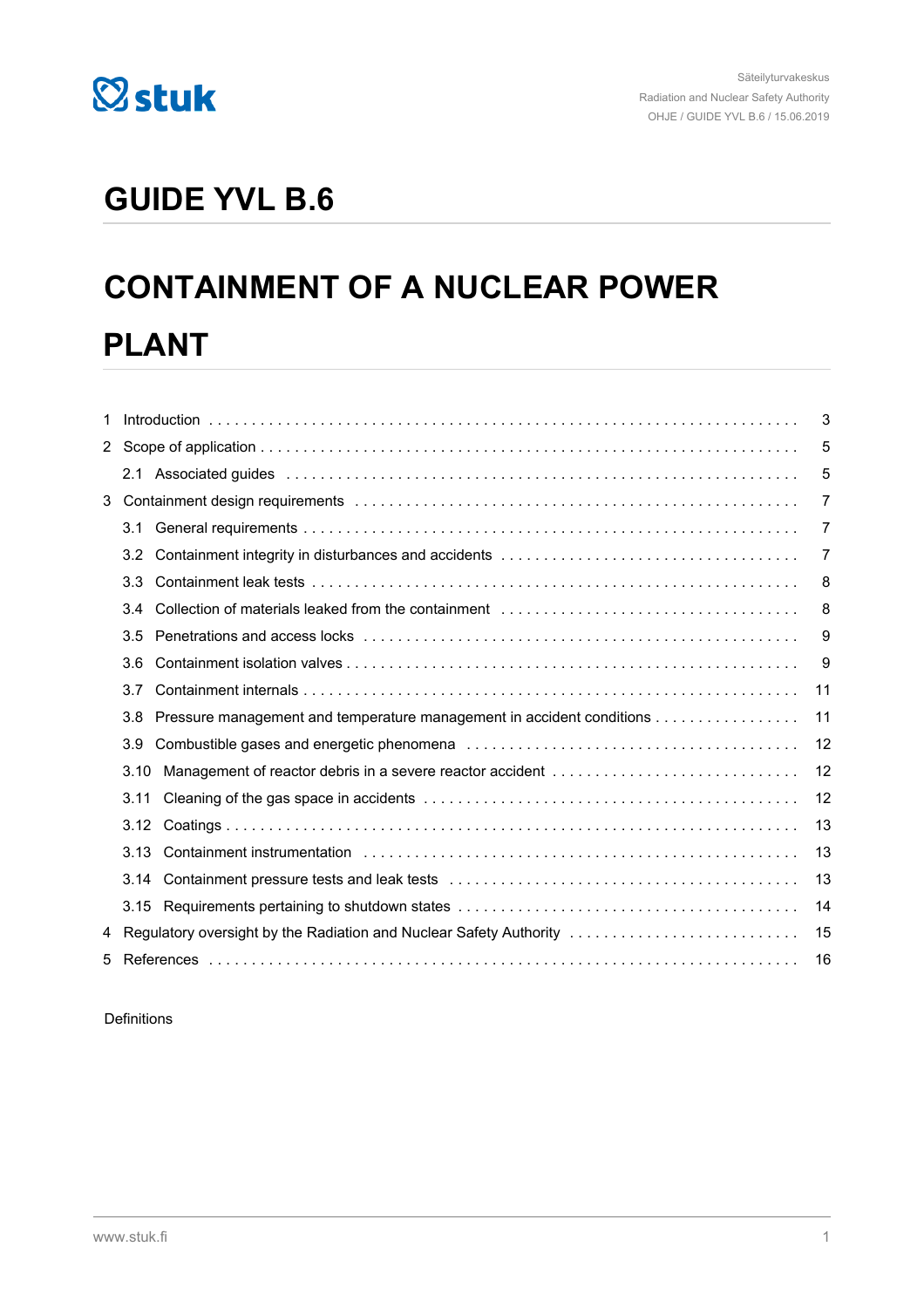Säteilyturvakeskus
Radiation and Nuclear Safety Authority
OHJE / GUIDE YVL B.6 / 15.06.2019

# GUIDE YVL B.6

# CONTAINMENT OF A NUCLEAR POWER PLANT

1 Introduction . . . 3
2 Scope of application . . . 5
  2.1 Associated guides . . . 5
3 Containment design requirements . . . 7
  3.1 General requirements . . . 7
  3.2 Containment integrity in disturbances and accidents . . . 7
  3.3 Containment leak tests . . . 8
  3.4 Collection of materials leaked from the containment . . . 8
  3.5 Penetrations and access locks . . . 9
  3.6 Containment isolation valves . . . 9
  3.7 Containment internals . . . 11
  3.8 Pressure management and temperature management in accident conditions . . . 11
  3.9 Combustible gases and energetic phenomena . . . 12
  3.10 Management of reactor debris in a severe reactor accident . . . 12
  3.11 Cleaning of the gas space in accidents . . . 12
  3.12 Coatings . . . 13
  3.13 Containment instrumentation . . . 13
  3.14 Containment pressure tests and leak tests . . . 13
  3.15 Requirements pertaining to shutdown states . . . 14
4 Regulatory oversight by the Radiation and Nuclear Safety Authority . . . 15
5 References . . . 16

Definitions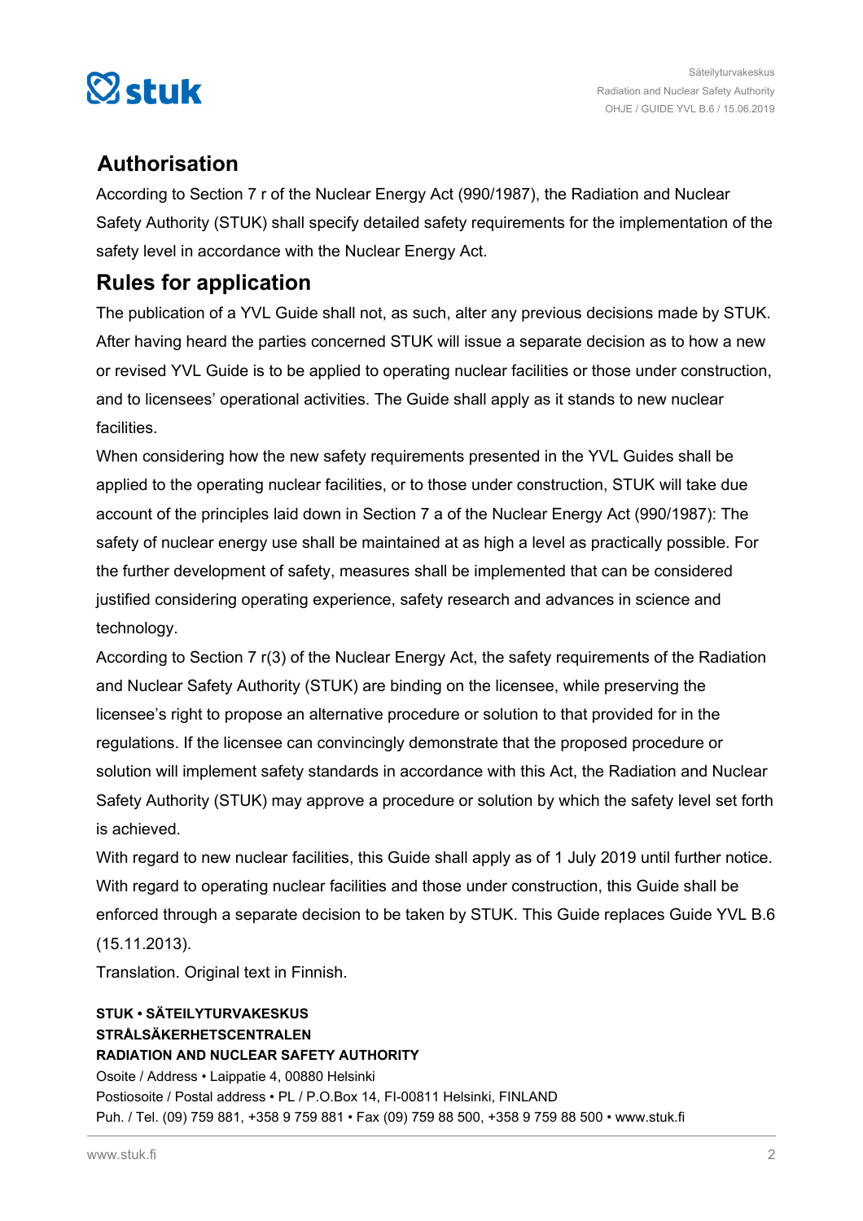## Authorisation

According to Section 7 r of the Nuclear Energy Act (990/1987), the Radiation and Nuclear Safety Authority (STUK) shall specify detailed safety requirements for the implementation of the safety level in accordance with the Nuclear Energy Act.

## Rules for application

The publication of a YVL Guide shall not, as such, alter any previous decisions made by STUK. After having heard the parties concerned STUK will issue a separate decision as to how a new or revised YVL Guide is to be applied to operating nuclear facilities or those under construction, and to licensees' operational activities. The Guide shall apply as it stands to new nuclear facilities.

When considering how the new safety requirements presented in the YVL Guides shall be applied to the operating nuclear facilities, or to those under construction, STUK will take due account of the principles laid down in Section 7 a of the Nuclear Energy Act (990/1987): The safety of nuclear energy use shall be maintained at as high a level as practically possible. For the further development of safety, measures shall be implemented that can be considered justified considering operating experience, safety research and advances in science and technology.

According to Section 7 r(3) of the Nuclear Energy Act, the safety requirements of the Radiation and Nuclear Safety Authority (STUK) are binding on the licensee, while preserving the licensee's right to propose an alternative procedure or solution to that provided for in the regulations. If the licensee can convincingly demonstrate that the proposed procedure or solution will implement safety standards in accordance with this Act, the Radiation and Nuclear Safety Authority (STUK) may approve a procedure or solution by which the safety level set forth is achieved.

With regard to new nuclear facilities, this Guide shall apply as of 1 July 2019 until further notice. With regard to operating nuclear facilities and those under construction, this Guide shall be enforced through a separate decision to be taken by STUK. This Guide replaces Guide YVL B.6 (15.11.2013).

Translation. Original text in Finnish.

**STUK • SÄTEILYTURVAKESKUS**
**STRÅLSÄKERHETSCENTRALEN**
**RADIATION AND NUCLEAR SAFETY AUTHORITY**
Osoite / Address • Laippatie 4, 00880 Helsinki
Postiosoite / Postal address • PL / P.O.Box 14, FI-00811 Helsinki, FINLAND
Puh. / Tel. (09) 759 881, +358 9 759 881 • Fax (09) 759 88 500, +358 9 759 88 500 • www.stuk.fi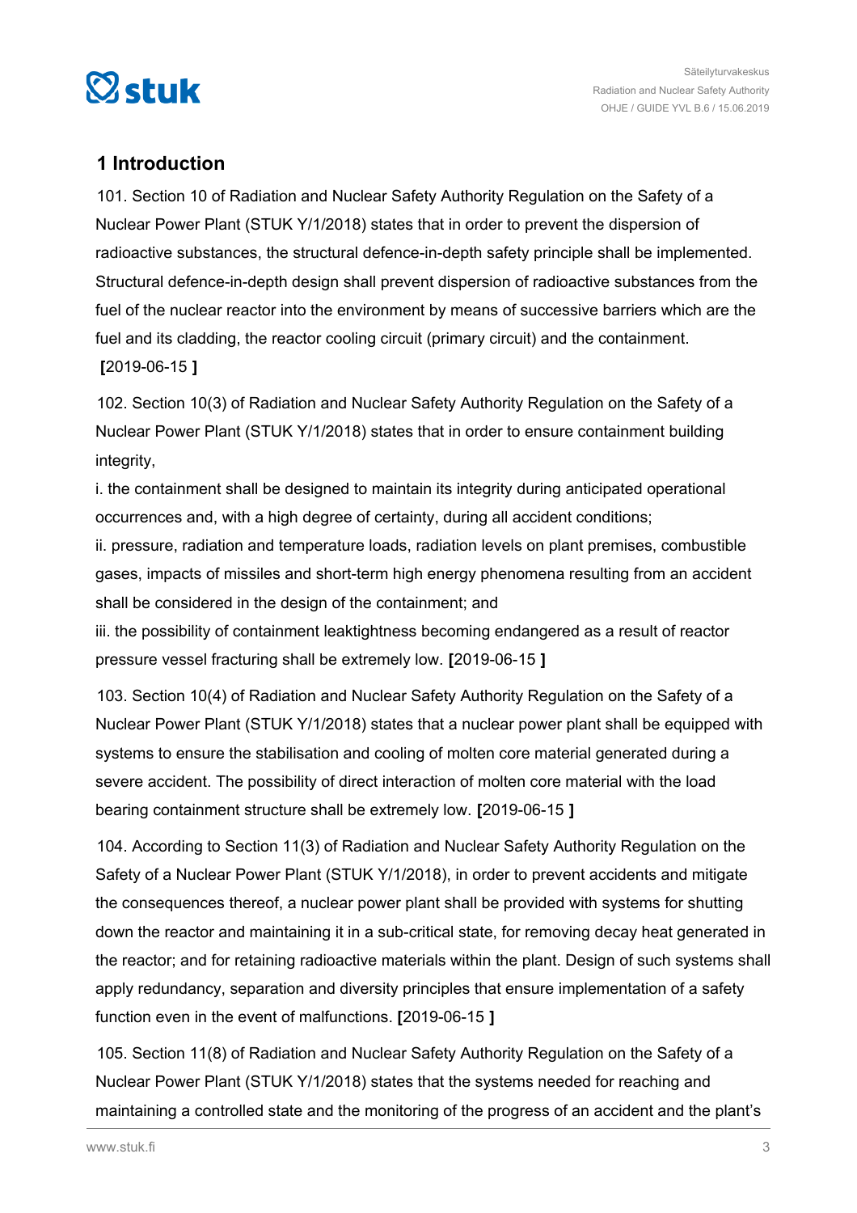## 1 Introduction

101. Section 10 of Radiation and Nuclear Safety Authority Regulation on the Safety of a Nuclear Power Plant (STUK Y/1/2018) states that in order to prevent the dispersion of radioactive substances, the structural defence-in-depth safety principle shall be implemented. Structural defence-in-depth design shall prevent dispersion of radioactive substances from the fuel of the nuclear reactor into the environment by means of successive barriers which are the fuel and its cladding, the reactor cooling circuit (primary circuit) and the containment. **[**2019-06-15 **]**

102. Section 10(3) of Radiation and Nuclear Safety Authority Regulation on the Safety of a Nuclear Power Plant (STUK Y/1/2018) states that in order to ensure containment building integrity,

i. the containment shall be designed to maintain its integrity during anticipated operational occurrences and, with a high degree of certainty, during all accident conditions;

ii. pressure, radiation and temperature loads, radiation levels on plant premises, combustible gases, impacts of missiles and short-term high energy phenomena resulting from an accident shall be considered in the design of the containment; and

iii. the possibility of containment leaktightness becoming endangered as a result of reactor pressure vessel fracturing shall be extremely low. **[**2019-06-15 **]**

103. Section 10(4) of Radiation and Nuclear Safety Authority Regulation on the Safety of a Nuclear Power Plant (STUK Y/1/2018) states that a nuclear power plant shall be equipped with systems to ensure the stabilisation and cooling of molten core material generated during a severe accident. The possibility of direct interaction of molten core material with the load bearing containment structure shall be extremely low. **[**2019-06-15 **]**

104. According to Section 11(3) of Radiation and Nuclear Safety Authority Regulation on the Safety of a Nuclear Power Plant (STUK Y/1/2018), in order to prevent accidents and mitigate the consequences thereof, a nuclear power plant shall be provided with systems for shutting down the reactor and maintaining it in a sub-critical state, for removing decay heat generated in the reactor; and for retaining radioactive materials within the plant. Design of such systems shall apply redundancy, separation and diversity principles that ensure implementation of a safety function even in the event of malfunctions. **[**2019-06-15 **]**

105. Section 11(8) of Radiation and Nuclear Safety Authority Regulation on the Safety of a Nuclear Power Plant (STUK Y/1/2018) states that the systems needed for reaching and maintaining a controlled state and the monitoring of the progress of an accident and the plant's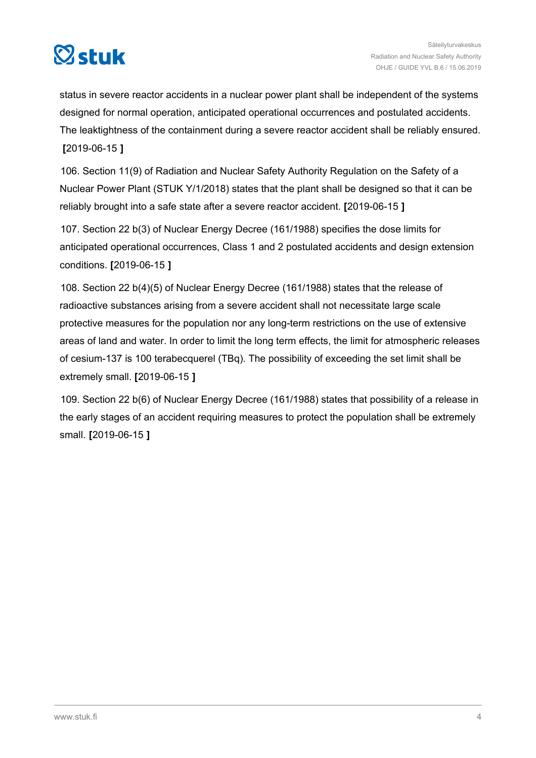status in severe reactor accidents in a nuclear power plant shall be independent of the systems designed for normal operation, anticipated operational occurrences and postulated accidents. The leaktightness of the containment during a severe reactor accident shall be reliably ensured. **[**2019-06-15 **]**

106. Section 11(9) of Radiation and Nuclear Safety Authority Regulation on the Safety of a Nuclear Power Plant (STUK Y/1/2018) states that the plant shall be designed so that it can be reliably brought into a safe state after a severe reactor accident. **[**2019-06-15 **]**

107. Section 22 b(3) of Nuclear Energy Decree (161/1988) specifies the dose limits for anticipated operational occurrences, Class 1 and 2 postulated accidents and design extension conditions. **[**2019-06-15 **]**

108. Section 22 b(4)(5) of Nuclear Energy Decree (161/1988) states that the release of radioactive substances arising from a severe accident shall not necessitate large scale protective measures for the population nor any long-term restrictions on the use of extensive areas of land and water. In order to limit the long term effects, the limit for atmospheric releases of cesium-137 is 100 terabecquerel (TBq). The possibility of exceeding the set limit shall be extremely small. **[**2019-06-15 **]**

109. Section 22 b(6) of Nuclear Energy Decree (161/1988) states that possibility of a release in the early stages of an accident requiring measures to protect the population shall be extremely small. **[**2019-06-15 **]**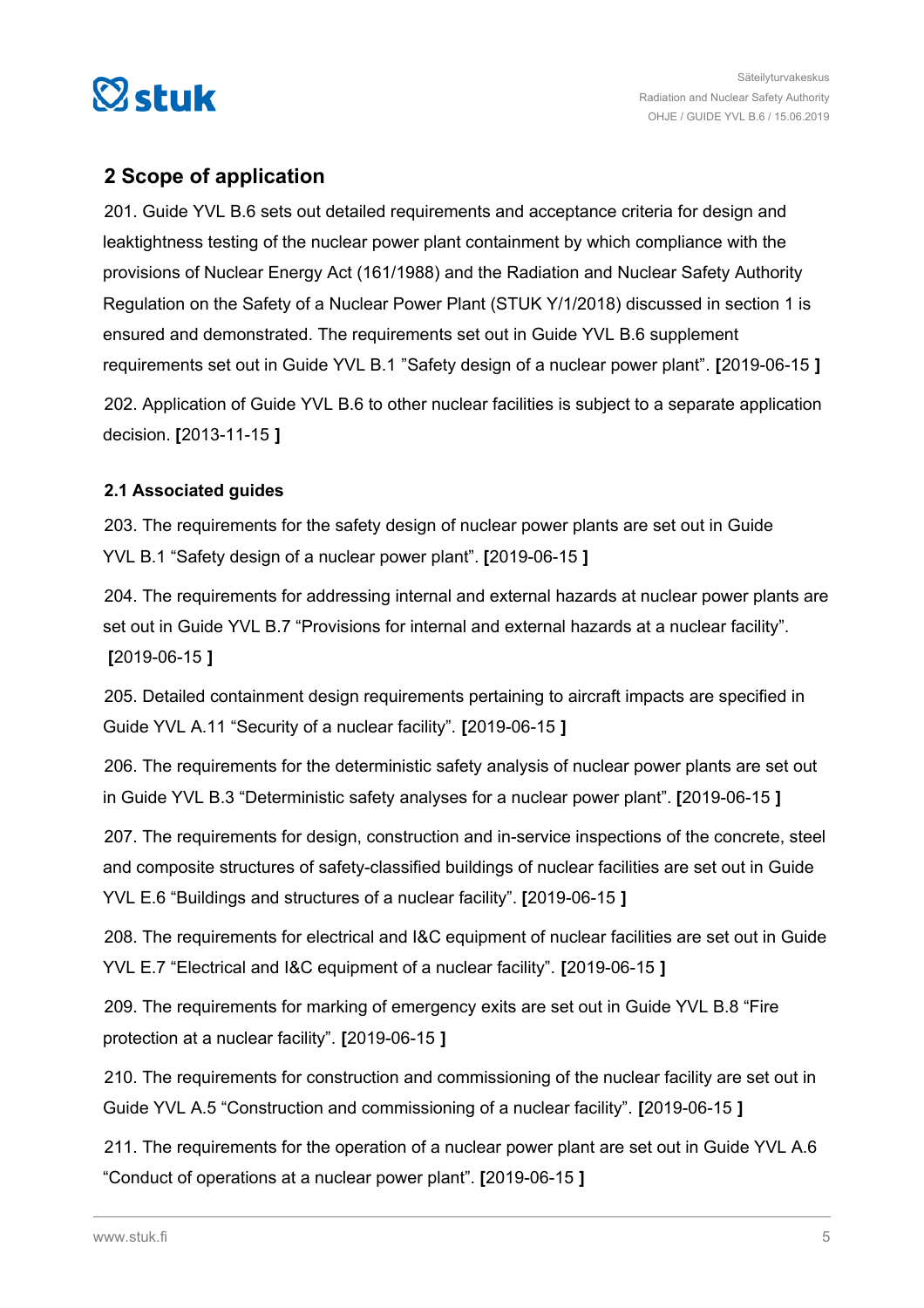## 2 Scope of application

201. Guide YVL B.6 sets out detailed requirements and acceptance criteria for design and leaktightness testing of the nuclear power plant containment by which compliance with the provisions of Nuclear Energy Act (161/1988) and the Radiation and Nuclear Safety Authority Regulation on the Safety of a Nuclear Power Plant (STUK Y/1/2018) discussed in section 1 is ensured and demonstrated. The requirements set out in Guide YVL B.6 supplement requirements set out in Guide YVL B.1 "Safety design of a nuclear power plant". **[**2019-06-15 **]**

202. Application of Guide YVL B.6 to other nuclear facilities is subject to a separate application decision. **[**2013-11-15 **]**

### 2.1 Associated guides

203. The requirements for the safety design of nuclear power plants are set out in Guide YVL B.1 "Safety design of a nuclear power plant". **[**2019-06-15 **]**

204. The requirements for addressing internal and external hazards at nuclear power plants are set out in Guide YVL B.7 "Provisions for internal and external hazards at a nuclear facility". **[**2019-06-15 **]**

205. Detailed containment design requirements pertaining to aircraft impacts are specified in Guide YVL A.11 "Security of a nuclear facility". **[**2019-06-15 **]**

206. The requirements for the deterministic safety analysis of nuclear power plants are set out in Guide YVL B.3 "Deterministic safety analyses for a nuclear power plant". **[**2019-06-15 **]**

207. The requirements for design, construction and in-service inspections of the concrete, steel and composite structures of safety-classified buildings of nuclear facilities are set out in Guide YVL E.6 "Buildings and structures of a nuclear facility". **[**2019-06-15 **]**

208. The requirements for electrical and I&C equipment of nuclear facilities are set out in Guide YVL E.7 "Electrical and I&C equipment of a nuclear facility". **[**2019-06-15 **]**

209. The requirements for marking of emergency exits are set out in Guide YVL B.8 "Fire protection at a nuclear facility". **[**2019-06-15 **]**

210. The requirements for construction and commissioning of the nuclear facility are set out in Guide YVL A.5 "Construction and commissioning of a nuclear facility". **[**2019-06-15 **]**

211. The requirements for the operation of a nuclear power plant are set out in Guide YVL A.6 "Conduct of operations at a nuclear power plant". **[**2019-06-15 **]**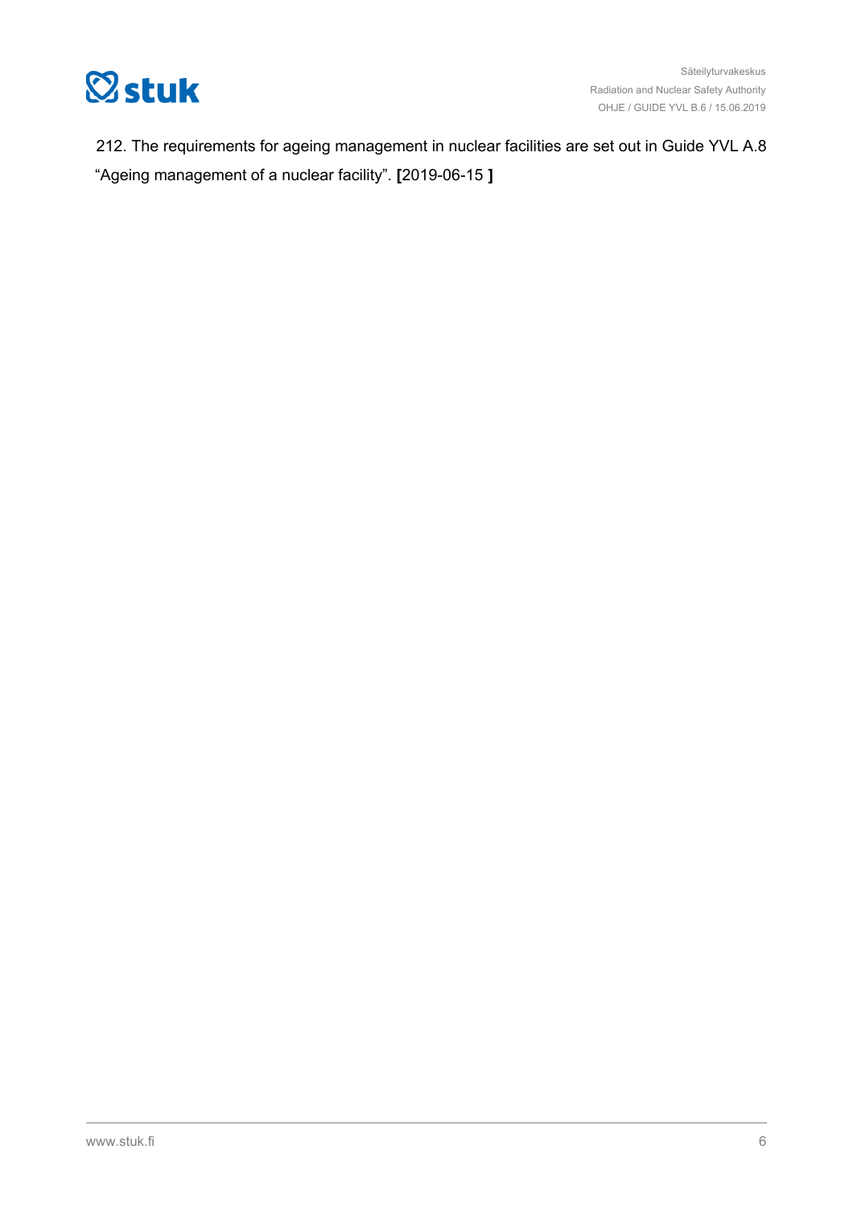212. The requirements for ageing management in nuclear facilities are set out in Guide YVL A.8 “Ageing management of a nuclear facility”. **[**2019-06-15 **]**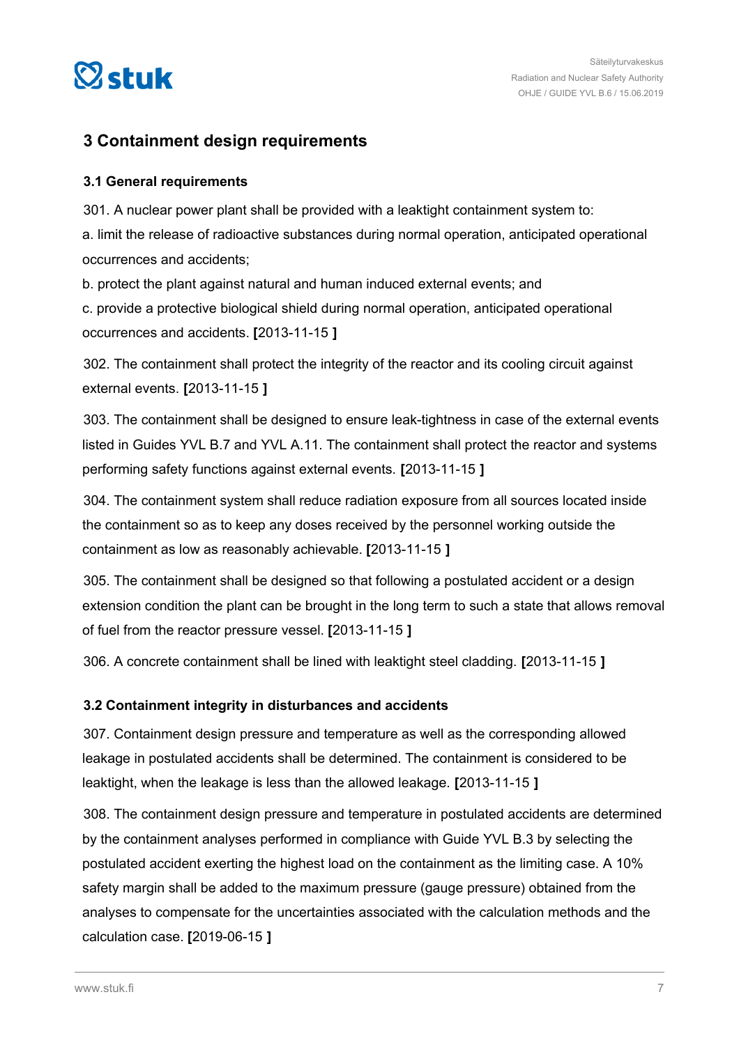## 3 Containment design requirements

### 3.1 General requirements

301. A nuclear power plant shall be provided with a leaktight containment system to:

a. limit the release of radioactive substances during normal operation, anticipated operational occurrences and accidents;

b. protect the plant against natural and human induced external events; and

c. provide a protective biological shield during normal operation, anticipated operational occurrences and accidents. **[**2013-11-15 **]**

302. The containment shall protect the integrity of the reactor and its cooling circuit against external events. **[**2013-11-15 **]**

303. The containment shall be designed to ensure leak-tightness in case of the external events listed in Guides YVL B.7 and YVL A.11. The containment shall protect the reactor and systems performing safety functions against external events. **[**2013-11-15 **]**

304. The containment system shall reduce radiation exposure from all sources located inside the containment so as to keep any doses received by the personnel working outside the containment as low as reasonably achievable. **[**2013-11-15 **]**

305. The containment shall be designed so that following a postulated accident or a design extension condition the plant can be brought in the long term to such a state that allows removal of fuel from the reactor pressure vessel. **[**2013-11-15 **]**

306. A concrete containment shall be lined with leaktight steel cladding. **[**2013-11-15 **]**

### 3.2 Containment integrity in disturbances and accidents

307. Containment design pressure and temperature as well as the corresponding allowed leakage in postulated accidents shall be determined. The containment is considered to be leaktight, when the leakage is less than the allowed leakage. **[**2013-11-15 **]**

308. The containment design pressure and temperature in postulated accidents are determined by the containment analyses performed in compliance with Guide YVL B.3 by selecting the postulated accident exerting the highest load on the containment as the limiting case. A 10% safety margin shall be added to the maximum pressure (gauge pressure) obtained from the analyses to compensate for the uncertainties associated with the calculation methods and the calculation case. **[**2019-06-15 **]**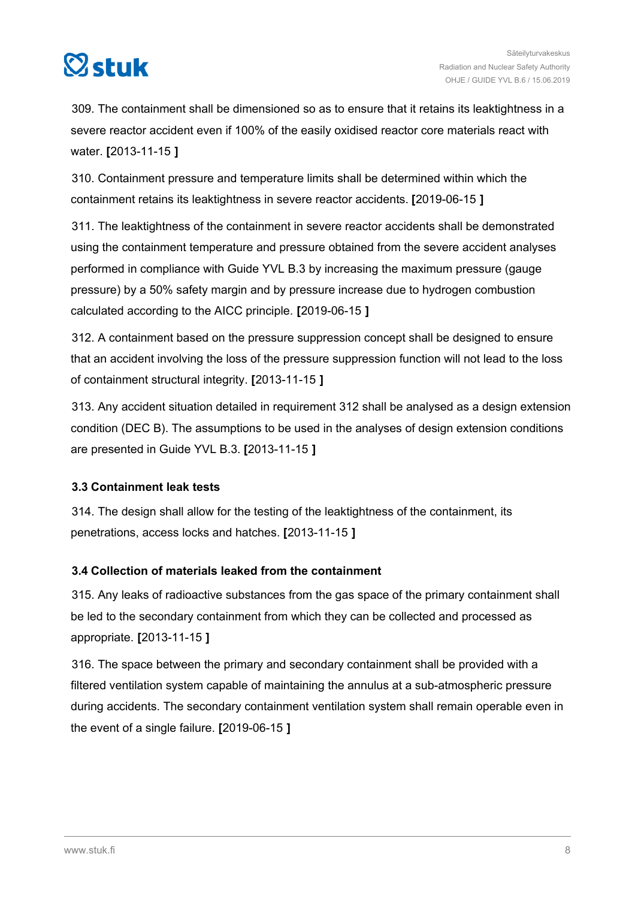309. The containment shall be dimensioned so as to ensure that it retains its leaktightness in a severe reactor accident even if 100% of the easily oxidised reactor core materials react with water. **[**2013-11-15 **]**

310. Containment pressure and temperature limits shall be determined within which the containment retains its leaktightness in severe reactor accidents. **[**2019-06-15 **]**

311. The leaktightness of the containment in severe reactor accidents shall be demonstrated using the containment temperature and pressure obtained from the severe accident analyses performed in compliance with Guide YVL B.3 by increasing the maximum pressure (gauge pressure) by a 50% safety margin and by pressure increase due to hydrogen combustion calculated according to the AICC principle. **[**2019-06-15 **]**

312. A containment based on the pressure suppression concept shall be designed to ensure that an accident involving the loss of the pressure suppression function will not lead to the loss of containment structural integrity. **[**2013-11-15 **]**

313. Any accident situation detailed in requirement 312 shall be analysed as a design extension condition (DEC B). The assumptions to be used in the analyses of design extension conditions are presented in Guide YVL B.3. **[**2013-11-15 **]**

### 3.3 Containment leak tests

314. The design shall allow for the testing of the leaktightness of the containment, its penetrations, access locks and hatches. **[**2013-11-15 **]**

### 3.4 Collection of materials leaked from the containment

315. Any leaks of radioactive substances from the gas space of the primary containment shall be led to the secondary containment from which they can be collected and processed as appropriate. **[**2013-11-15 **]**

316. The space between the primary and secondary containment shall be provided with a filtered ventilation system capable of maintaining the annulus at a sub-atmospheric pressure during accidents. The secondary containment ventilation system shall remain operable even in the event of a single failure. **[**2019-06-15 **]**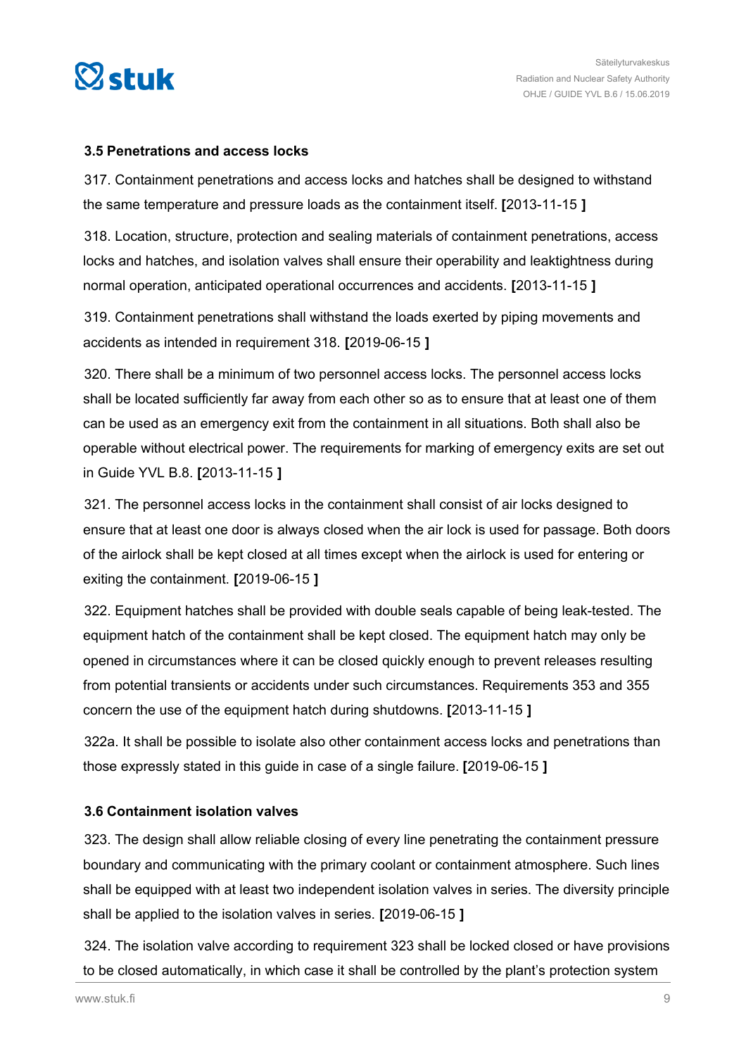### 3.5 Penetrations and access locks

317. Containment penetrations and access locks and hatches shall be designed to withstand the same temperature and pressure loads as the containment itself. **[**2013-11-15 **]**

318. Location, structure, protection and sealing materials of containment penetrations, access locks and hatches, and isolation valves shall ensure their operability and leaktightness during normal operation, anticipated operational occurrences and accidents. **[**2013-11-15 **]**

319. Containment penetrations shall withstand the loads exerted by piping movements and accidents as intended in requirement 318. **[**2019-06-15 **]**

320. There shall be a minimum of two personnel access locks. The personnel access locks shall be located sufficiently far away from each other so as to ensure that at least one of them can be used as an emergency exit from the containment in all situations. Both shall also be operable without electrical power. The requirements for marking of emergency exits are set out in Guide YVL B.8. **[**2013-11-15 **]**

321. The personnel access locks in the containment shall consist of air locks designed to ensure that at least one door is always closed when the air lock is used for passage. Both doors of the airlock shall be kept closed at all times except when the airlock is used for entering or exiting the containment. **[**2019-06-15 **]**

322. Equipment hatches shall be provided with double seals capable of being leak-tested. The equipment hatch of the containment shall be kept closed. The equipment hatch may only be opened in circumstances where it can be closed quickly enough to prevent releases resulting from potential transients or accidents under such circumstances. Requirements 353 and 355 concern the use of the equipment hatch during shutdowns. **[**2013-11-15 **]**

322a. It shall be possible to isolate also other containment access locks and penetrations than those expressly stated in this guide in case of a single failure. **[**2019-06-15 **]**

### 3.6 Containment isolation valves

323. The design shall allow reliable closing of every line penetrating the containment pressure boundary and communicating with the primary coolant or containment atmosphere. Such lines shall be equipped with at least two independent isolation valves in series. The diversity principle shall be applied to the isolation valves in series. **[**2019-06-15 **]**

324. The isolation valve according to requirement 323 shall be locked closed or have provisions to be closed automatically, in which case it shall be controlled by the plant's protection system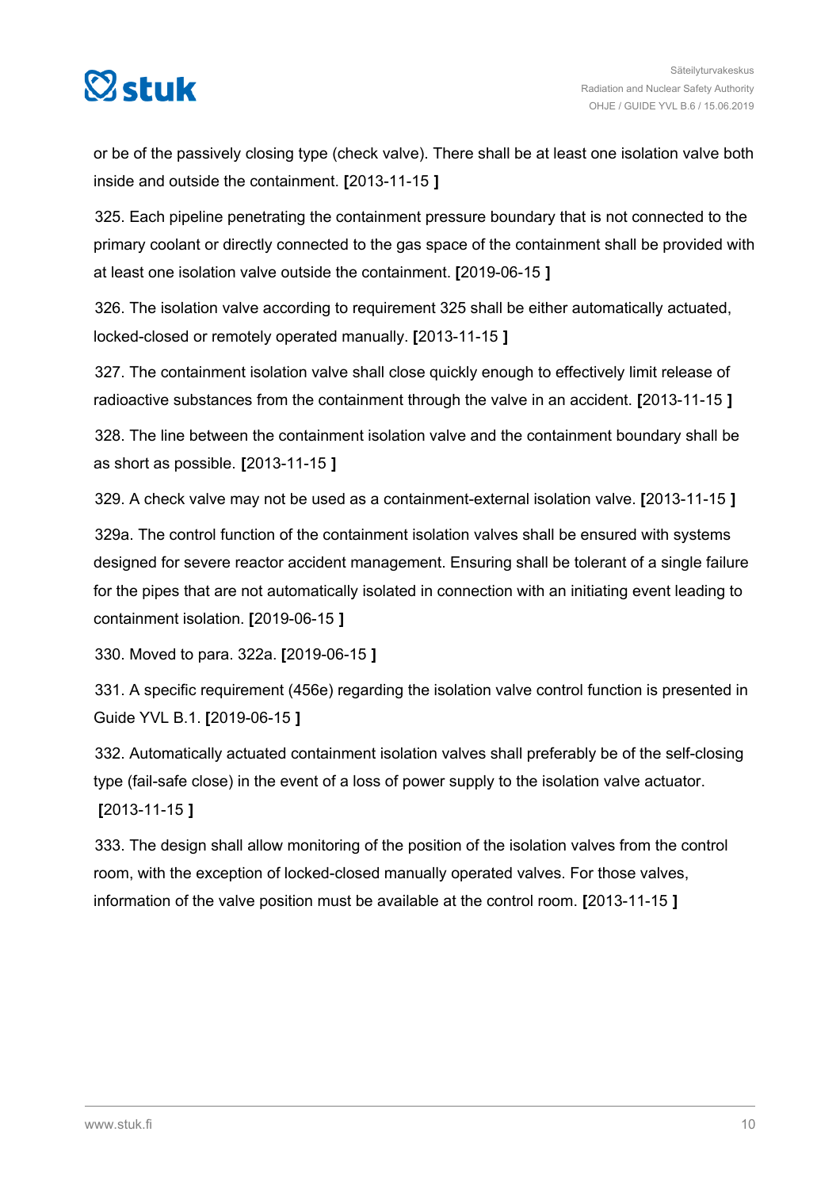or be of the passively closing type (check valve). There shall be at least one isolation valve both inside and outside the containment. **[**2013-11-15 **]**

325. Each pipeline penetrating the containment pressure boundary that is not connected to the primary coolant or directly connected to the gas space of the containment shall be provided with at least one isolation valve outside the containment. **[**2019-06-15 **]**

326. The isolation valve according to requirement 325 shall be either automatically actuated, locked-closed or remotely operated manually. **[**2013-11-15 **]**

327. The containment isolation valve shall close quickly enough to effectively limit release of radioactive substances from the containment through the valve in an accident. **[**2013-11-15 **]**

328. The line between the containment isolation valve and the containment boundary shall be as short as possible. **[**2013-11-15 **]**

329. A check valve may not be used as a containment-external isolation valve. **[**2013-11-15 **]**

329a. The control function of the containment isolation valves shall be ensured with systems designed for severe reactor accident management. Ensuring shall be tolerant of a single failure for the pipes that are not automatically isolated in connection with an initiating event leading to containment isolation. **[**2019-06-15 **]**

330. Moved to para. 322a. **[**2019-06-15 **]**

331. A specific requirement (456e) regarding the isolation valve control function is presented in Guide YVL B.1. **[**2019-06-15 **]**

332. Automatically actuated containment isolation valves shall preferably be of the self-closing type (fail-safe close) in the event of a loss of power supply to the isolation valve actuator. **[**2013-11-15 **]**

333. The design shall allow monitoring of the position of the isolation valves from the control room, with the exception of locked-closed manually operated valves. For those valves, information of the valve position must be available at the control room. **[**2013-11-15 **]**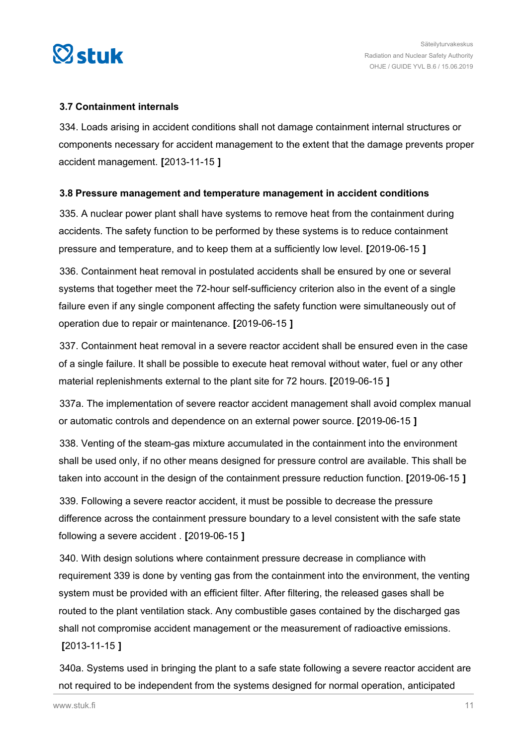### 3.7 Containment internals

334. Loads arising in accident conditions shall not damage containment internal structures or components necessary for accident management to the extent that the damage prevents proper accident management. **[**2013-11-15 **]**

### 3.8 Pressure management and temperature management in accident conditions

335. A nuclear power plant shall have systems to remove heat from the containment during accidents. The safety function to be performed by these systems is to reduce containment pressure and temperature, and to keep them at a sufficiently low level. **[**2019-06-15 **]**

336. Containment heat removal in postulated accidents shall be ensured by one or several systems that together meet the 72-hour self-sufficiency criterion also in the event of a single failure even if any single component affecting the safety function were simultaneously out of operation due to repair or maintenance. **[**2019-06-15 **]**

337. Containment heat removal in a severe reactor accident shall be ensured even in the case of a single failure. It shall be possible to execute heat removal without water, fuel or any other material replenishments external to the plant site for 72 hours. **[**2019-06-15 **]**

337a. The implementation of severe reactor accident management shall avoid complex manual or automatic controls and dependence on an external power source. **[**2019-06-15 **]**

338. Venting of the steam-gas mixture accumulated in the containment into the environment shall be used only, if no other means designed for pressure control are available. This shall be taken into account in the design of the containment pressure reduction function. **[**2019-06-15 **]**

339. Following a severe reactor accident, it must be possible to decrease the pressure difference across the containment pressure boundary to a level consistent with the safe state following a severe accident . **[**2019-06-15 **]**

340. With design solutions where containment pressure decrease in compliance with requirement 339 is done by venting gas from the containment into the environment, the venting system must be provided with an efficient filter. After filtering, the released gases shall be routed to the plant ventilation stack. Any combustible gases contained by the discharged gas shall not compromise accident management or the measurement of radioactive emissions. **[**2013-11-15 **]**

340a. Systems used in bringing the plant to a safe state following a severe reactor accident are not required to be independent from the systems designed for normal operation, anticipated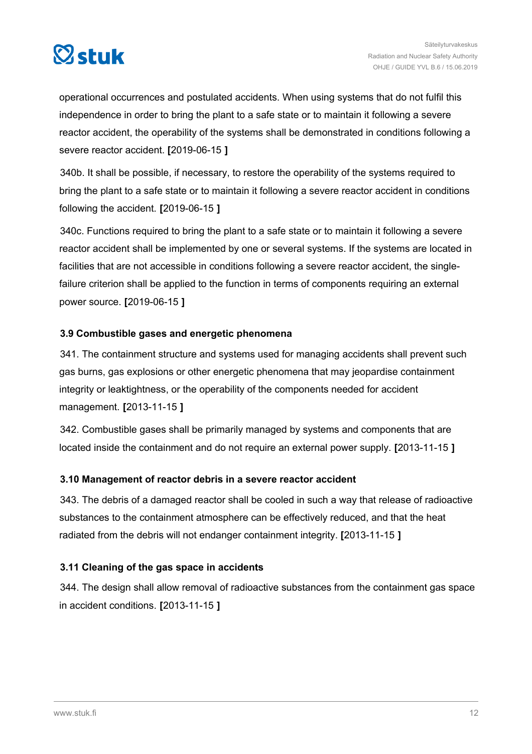operational occurrences and postulated accidents. When using systems that do not fulfil this independence in order to bring the plant to a safe state or to maintain it following a severe reactor accident, the operability of the systems shall be demonstrated in conditions following a severe reactor accident. **[**2019-06-15 **]**

340b. It shall be possible, if necessary, to restore the operability of the systems required to bring the plant to a safe state or to maintain it following a severe reactor accident in conditions following the accident. **[**2019-06-15 **]**

340c. Functions required to bring the plant to a safe state or to maintain it following a severe reactor accident shall be implemented by one or several systems. If the systems are located in facilities that are not accessible in conditions following a severe reactor accident, the single-failure criterion shall be applied to the function in terms of components requiring an external power source. **[**2019-06-15 **]**

### 3.9 Combustible gases and energetic phenomena

341. The containment structure and systems used for managing accidents shall prevent such gas burns, gas explosions or other energetic phenomena that may jeopardise containment integrity or leaktightness, or the operability of the components needed for accident management. **[**2013-11-15 **]**

342. Combustible gases shall be primarily managed by systems and components that are located inside the containment and do not require an external power supply. **[**2013-11-15 **]**

### 3.10 Management of reactor debris in a severe reactor accident

343. The debris of a damaged reactor shall be cooled in such a way that release of radioactive substances to the containment atmosphere can be effectively reduced, and that the heat radiated from the debris will not endanger containment integrity. **[**2013-11-15 **]**

### 3.11 Cleaning of the gas space in accidents

344. The design shall allow removal of radioactive substances from the containment gas space in accident conditions. **[**2013-11-15 **]**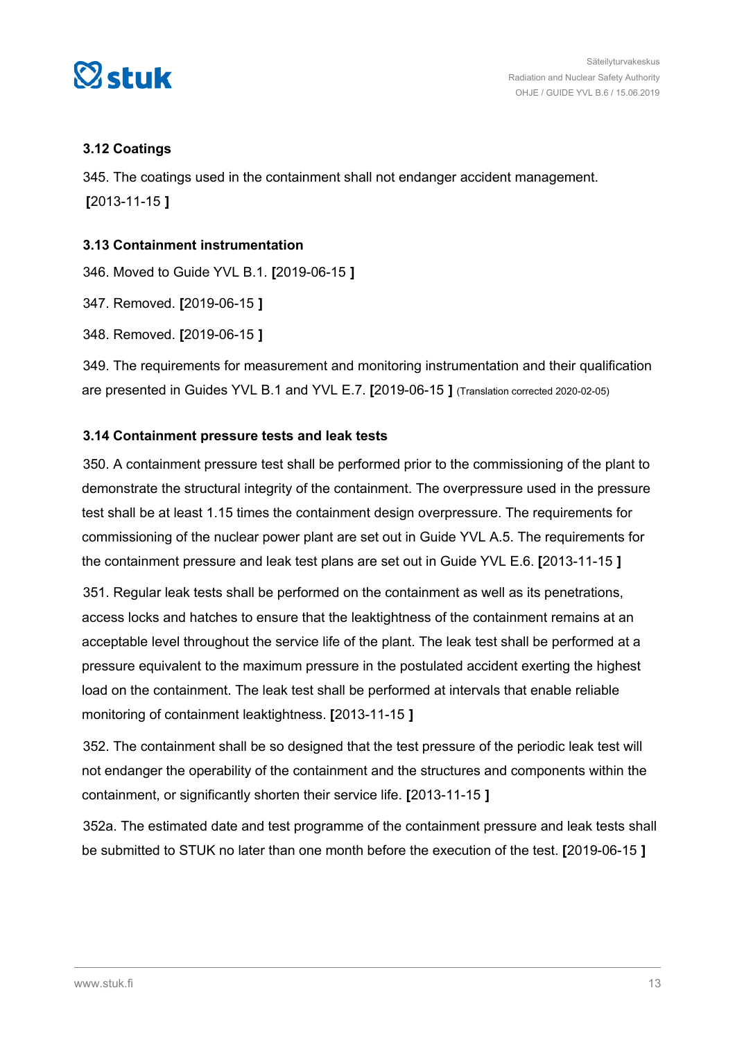### 3.12 Coatings

345. The coatings used in the containment shall not endanger accident management. **[**2013-11-15 **]**

### 3.13 Containment instrumentation

346. Moved to Guide YVL B.1. **[**2019-06-15 **]**

347. Removed. **[**2019-06-15 **]**

348. Removed. **[**2019-06-15 **]**

349. The requirements for measurement and monitoring instrumentation and their qualification are presented in Guides YVL B.1 and YVL E.7. **[**2019-06-15 **]** (Translation corrected 2020-02-05)

### 3.14 Containment pressure tests and leak tests

350. A containment pressure test shall be performed prior to the commissioning of the plant to demonstrate the structural integrity of the containment. The overpressure used in the pressure test shall be at least 1.15 times the containment design overpressure. The requirements for commissioning of the nuclear power plant are set out in Guide YVL A.5. The requirements for the containment pressure and leak test plans are set out in Guide YVL E.6. **[**2013-11-15 **]**

351. Regular leak tests shall be performed on the containment as well as its penetrations, access locks and hatches to ensure that the leaktightness of the containment remains at an acceptable level throughout the service life of the plant. The leak test shall be performed at a pressure equivalent to the maximum pressure in the postulated accident exerting the highest load on the containment. The leak test shall be performed at intervals that enable reliable monitoring of containment leaktightness. **[**2013-11-15 **]**

352. The containment shall be so designed that the test pressure of the periodic leak test will not endanger the operability of the containment and the structures and components within the containment, or significantly shorten their service life. **[**2013-11-15 **]**

352a. The estimated date and test programme of the containment pressure and leak tests shall be submitted to STUK no later than one month before the execution of the test. **[**2019-06-15 **]**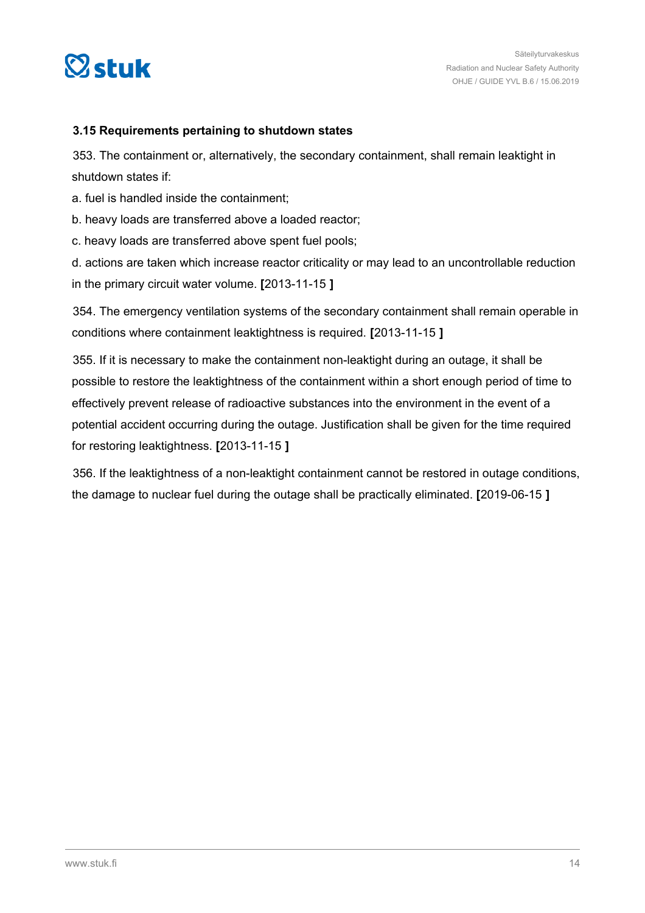### 3.15 Requirements pertaining to shutdown states

353. The containment or, alternatively, the secondary containment, shall remain leaktight in shutdown states if:

a. fuel is handled inside the containment;

b. heavy loads are transferred above a loaded reactor;

c. heavy loads are transferred above spent fuel pools;

d. actions are taken which increase reactor criticality or may lead to an uncontrollable reduction in the primary circuit water volume. **[**2013-11-15 **]**

354. The emergency ventilation systems of the secondary containment shall remain operable in conditions where containment leaktightness is required. **[**2013-11-15 **]**

355. If it is necessary to make the containment non-leaktight during an outage, it shall be possible to restore the leaktightness of the containment within a short enough period of time to effectively prevent release of radioactive substances into the environment in the event of a potential accident occurring during the outage. Justification shall be given for the time required for restoring leaktightness. **[**2013-11-15 **]**

356. If the leaktightness of a non-leaktight containment cannot be restored in outage conditions, the damage to nuclear fuel during the outage shall be practically eliminated. **[**2019-06-15 **]**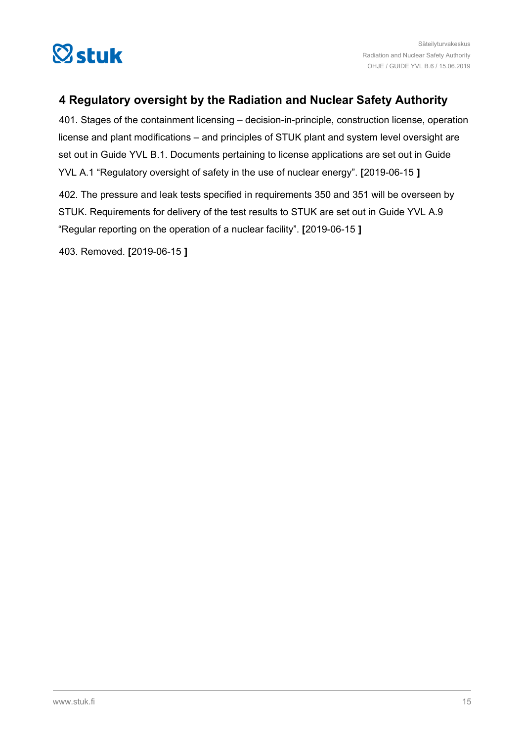## 4 Regulatory oversight by the Radiation and Nuclear Safety Authority

401. Stages of the containment licensing – decision-in-principle, construction license, operation license and plant modifications – and principles of STUK plant and system level oversight are set out in Guide YVL B.1. Documents pertaining to license applications are set out in Guide YVL A.1 "Regulatory oversight of safety in the use of nuclear energy". **[**2019-06-15 **]**

402. The pressure and leak tests specified in requirements 350 and 351 will be overseen by STUK. Requirements for delivery of the test results to STUK are set out in Guide YVL A.9 "Regular reporting on the operation of a nuclear facility". **[**2019-06-15 **]**

403. Removed. **[**2019-06-15 **]**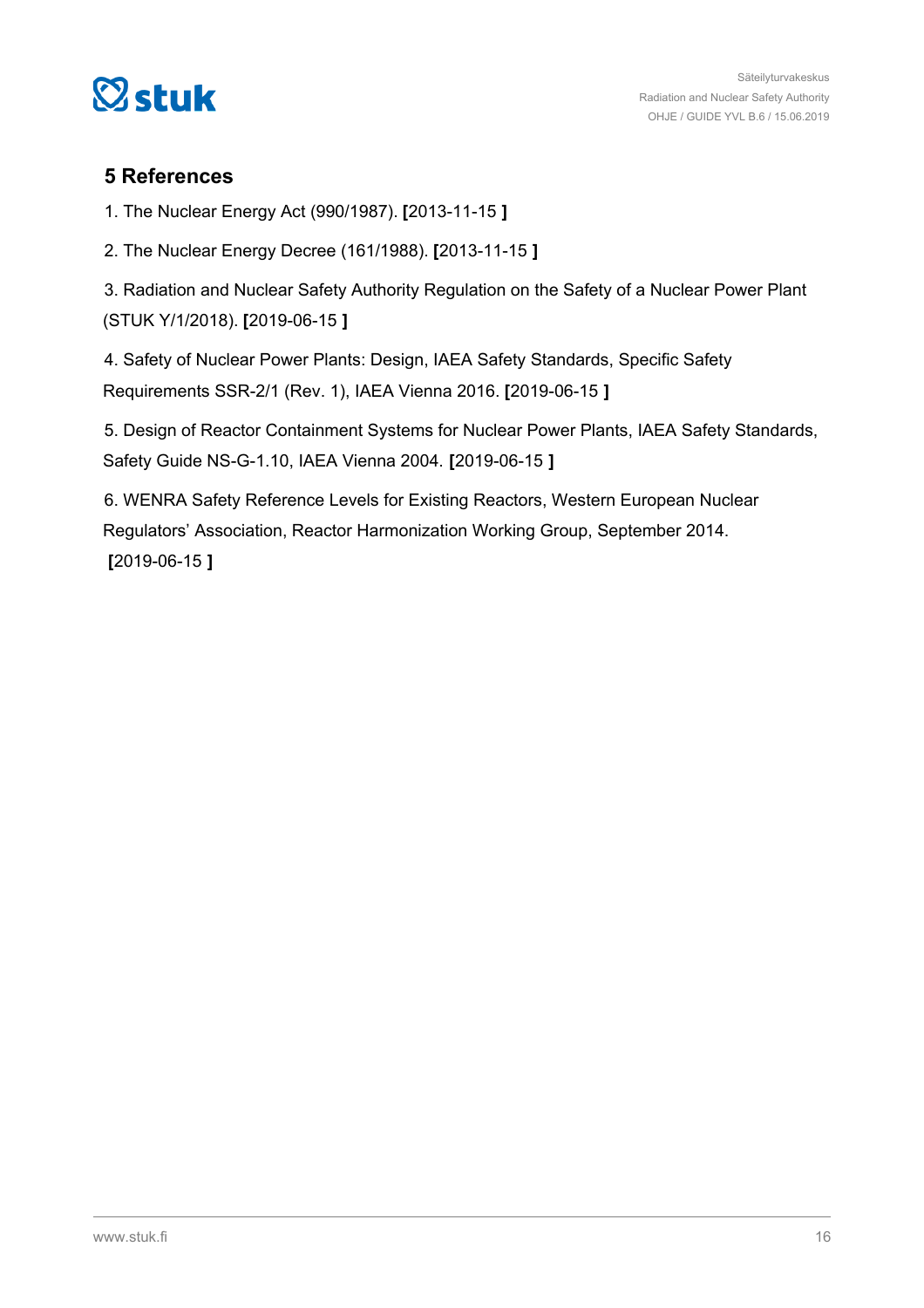## 5 References

1. The Nuclear Energy Act (990/1987). **[**2013-11-15 **]**

2. The Nuclear Energy Decree (161/1988). **[**2013-11-15 **]**

3. Radiation and Nuclear Safety Authority Regulation on the Safety of a Nuclear Power Plant (STUK Y/1/2018). **[**2019-06-15 **]**

4. Safety of Nuclear Power Plants: Design, IAEA Safety Standards, Specific Safety Requirements SSR-2/1 (Rev. 1), IAEA Vienna 2016. **[**2019-06-15 **]**

5. Design of Reactor Containment Systems for Nuclear Power Plants, IAEA Safety Standards, Safety Guide NS-G-1.10, IAEA Vienna 2004. **[**2019-06-15 **]**

6. WENRA Safety Reference Levels for Existing Reactors, Western European Nuclear Regulators' Association, Reactor Harmonization Working Group, September 2014. **[**2019-06-15 **]**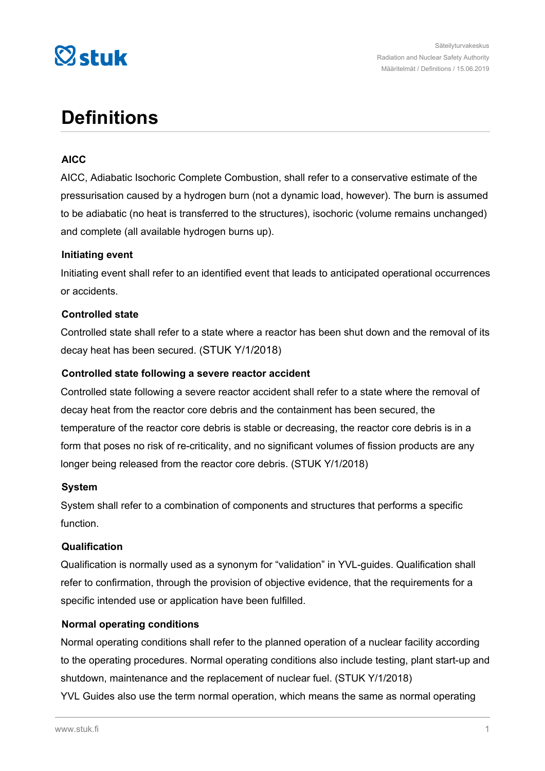# Definitions

### AICC

AICC, Adiabatic Isochoric Complete Combustion, shall refer to a conservative estimate of the pressurisation caused by a hydrogen burn (not a dynamic load, however). The burn is assumed to be adiabatic (no heat is transferred to the structures), isochoric (volume remains unchanged) and complete (all available hydrogen burns up).

### Initiating event

Initiating event shall refer to an identified event that leads to anticipated operational occurrences or accidents.

### Controlled state

Controlled state shall refer to a state where a reactor has been shut down and the removal of its decay heat has been secured. (STUK Y/1/2018)

### Controlled state following a severe reactor accident

Controlled state following a severe reactor accident shall refer to a state where the removal of decay heat from the reactor core debris and the containment has been secured, the temperature of the reactor core debris is stable or decreasing, the reactor core debris is in a form that poses no risk of re-criticality, and no significant volumes of fission products are any longer being released from the reactor core debris. (STUK Y/1/2018)

### System

System shall refer to a combination of components and structures that performs a specific function.

### Qualification

Qualification is normally used as a synonym for "validation" in YVL-guides. Qualification shall refer to confirmation, through the provision of objective evidence, that the requirements for a specific intended use or application have been fulfilled.

### Normal operating conditions

Normal operating conditions shall refer to the planned operation of a nuclear facility according to the operating procedures. Normal operating conditions also include testing, plant start-up and shutdown, maintenance and the replacement of nuclear fuel. (STUK Y/1/2018)

YVL Guides also use the term normal operation, which means the same as normal operating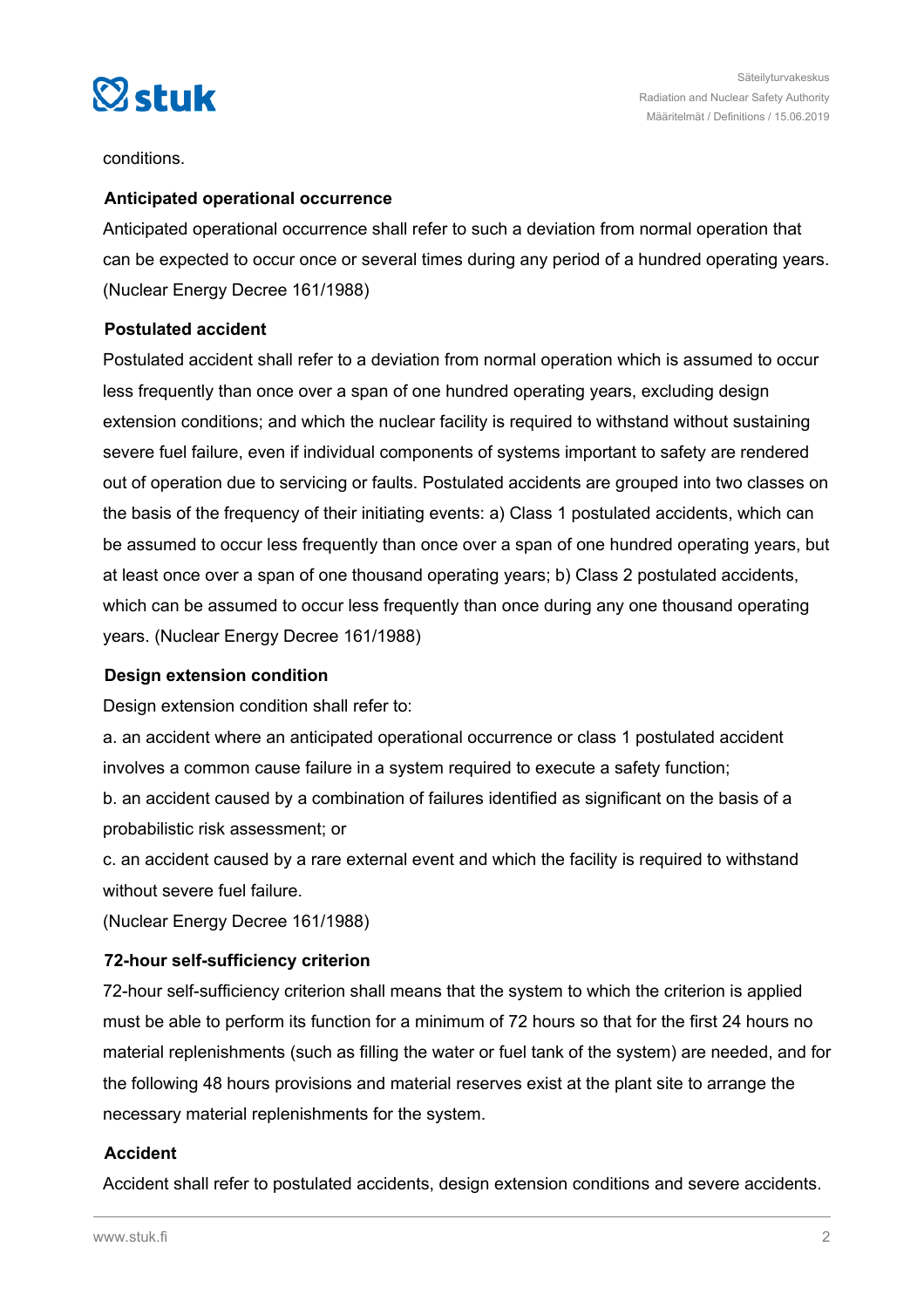conditions.

**Anticipated operational occurrence**

Anticipated operational occurrence shall refer to such a deviation from normal operation that can be expected to occur once or several times during any period of a hundred operating years. (Nuclear Energy Decree 161/1988)

**Postulated accident**

Postulated accident shall refer to a deviation from normal operation which is assumed to occur less frequently than once over a span of one hundred operating years, excluding design extension conditions; and which the nuclear facility is required to withstand without sustaining severe fuel failure, even if individual components of systems important to safety are rendered out of operation due to servicing or faults. Postulated accidents are grouped into two classes on the basis of the frequency of their initiating events: a) Class 1 postulated accidents, which can be assumed to occur less frequently than once over a span of one hundred operating years, but at least once over a span of one thousand operating years; b) Class 2 postulated accidents, which can be assumed to occur less frequently than once during any one thousand operating years. (Nuclear Energy Decree 161/1988)

**Design extension condition**

Design extension condition shall refer to:

a. an accident where an anticipated operational occurrence or class 1 postulated accident involves a common cause failure in a system required to execute a safety function;

b. an accident caused by a combination of failures identified as significant on the basis of a probabilistic risk assessment; or

c. an accident caused by a rare external event and which the facility is required to withstand without severe fuel failure.

(Nuclear Energy Decree 161/1988)

**72-hour self-sufficiency criterion**

72-hour self-sufficiency criterion shall means that the system to which the criterion is applied must be able to perform its function for a minimum of 72 hours so that for the first 24 hours no material replenishments (such as filling the water or fuel tank of the system) are needed, and for the following 48 hours provisions and material reserves exist at the plant site to arrange the necessary material replenishments for the system.

**Accident**

Accident shall refer to postulated accidents, design extension conditions and severe accidents.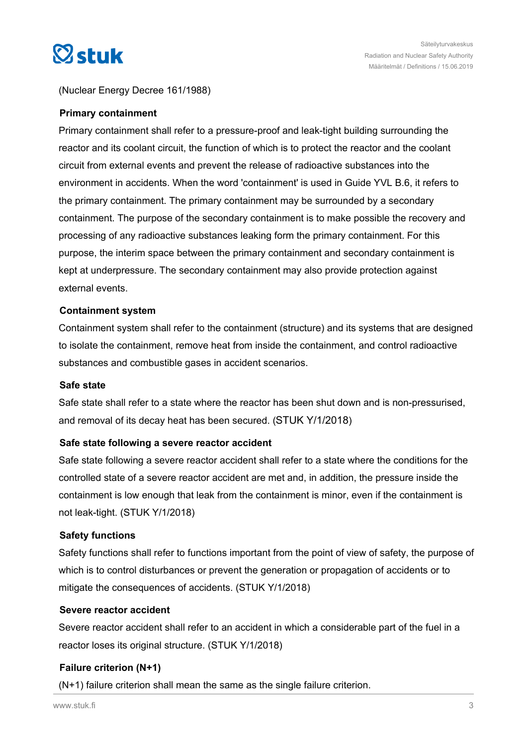(Nuclear Energy Decree 161/1988)

**Primary containment**

Primary containment shall refer to a pressure-proof and leak-tight building surrounding the reactor and its coolant circuit, the function of which is to protect the reactor and the coolant circuit from external events and prevent the release of radioactive substances into the environment in accidents. When the word 'containment' is used in Guide YVL B.6, it refers to the primary containment. The primary containment may be surrounded by a secondary containment. The purpose of the secondary containment is to make possible the recovery and processing of any radioactive substances leaking form the primary containment. For this purpose, the interim space between the primary containment and secondary containment is kept at underpressure. The secondary containment may also provide protection against external events.

**Containment system**

Containment system shall refer to the containment (structure) and its systems that are designed to isolate the containment, remove heat from inside the containment, and control radioactive substances and combustible gases in accident scenarios.

**Safe state**

Safe state shall refer to a state where the reactor has been shut down and is non-pressurised, and removal of its decay heat has been secured. (STUK Y/1/2018)

**Safe state following a severe reactor accident**

Safe state following a severe reactor accident shall refer to a state where the conditions for the controlled state of a severe reactor accident are met and, in addition, the pressure inside the containment is low enough that leak from the containment is minor, even if the containment is not leak-tight. (STUK Y/1/2018)

**Safety functions**

Safety functions shall refer to functions important from the point of view of safety, the purpose of which is to control disturbances or prevent the generation or propagation of accidents or to mitigate the consequences of accidents. (STUK Y/1/2018)

**Severe reactor accident**

Severe reactor accident shall refer to an accident in which a considerable part of the fuel in a reactor loses its original structure. (STUK Y/1/2018)

**Failure criterion (N+1)**

(N+1) failure criterion shall mean the same as the single failure criterion.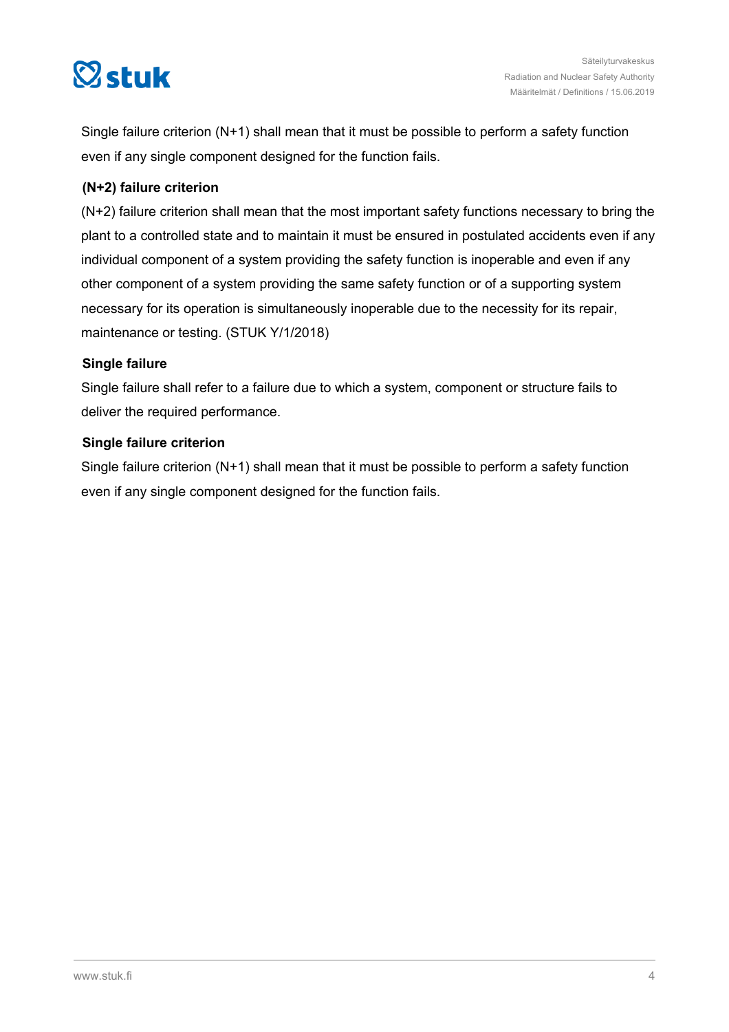Single failure criterion (N+1) shall mean that it must be possible to perform a safety function even if any single component designed for the function fails.

### (N+2) failure criterion

(N+2) failure criterion shall mean that the most important safety functions necessary to bring the plant to a controlled state and to maintain it must be ensured in postulated accidents even if any individual component of a system providing the safety function is inoperable and even if any other component of a system providing the same safety function or of a supporting system necessary for its operation is simultaneously inoperable due to the necessity for its repair, maintenance or testing. (STUK Y/1/2018)

### Single failure

Single failure shall refer to a failure due to which a system, component or structure fails to deliver the required performance.

### Single failure criterion

Single failure criterion (N+1) shall mean that it must be possible to perform a safety function even if any single component designed for the function fails.